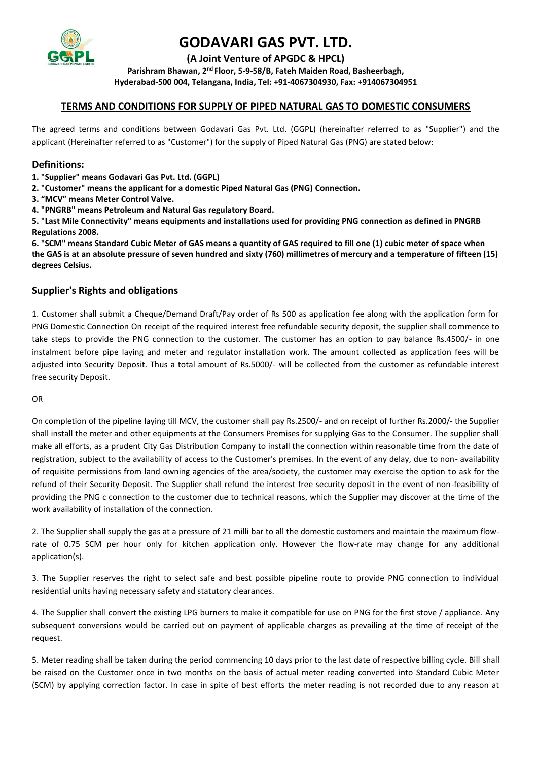# GODAVARI GAS PVT. LTD.

**(A Joint Venture of APGDC & HPCL)**

**Parishram Bhawan, 2nd Floor, 5-9-58/B, Fateh Maiden Road, Basheerbagh, Hyderabad-500 004, Telangana, India, Tel: +91-4067304930, Fax: +914067304951**

## TERMS AND CONDITIONS FOR SUPPLY OF PIPED NATURAL GAS TO DOMESTIC CONSUMERS

The agreed terms and conditions between Godavari Gas Pvt. Ltd. (GGPL) (hereinafter referred to as "Supplier") and the applicant (Hereinafter referred to as "Customer") for the supply of Piped Natural Gas (PNG) are stated below:

### Definitions:

**1. "Supplier" means Godavari Gas Pvt. Ltd. (GGPL)**

**2. "Customer" means the applicant for a domestic Piped Natural Gas (PNG) Connection.**

**3. "MCV" means Meter Control Valve.**

**4. "PNGRB" means Petroleum and Natural Gas regulatory Board.**

**5. "Last Mile Connectivity" means equipments and installations used for providing PNG connection as defined in PNGRB Regulations 2008.**

**6. "SCM" means Standard Cubic Meter of GAS means a quantity of GAS required to fill one (1) cubic meter of space when the GAS is at an absolute pressure of seven hundred and sixty (760) millimetres of mercury and a temperature of fifteen (15) degrees Celsius.**

### Supplier's Rights and obligations

1. Customer shall submit a Cheque/Demand Draft/Pay order of Rs 500 as application fee along with the application form for PNG Domestic Connection On receipt of the required interest free refundable security deposit, the supplier shall commence to take steps to provide the PNG connection to the customer. The customer has an option to pay balance Rs.4500/- in one instalment before pipe laying and meter and regulator installation work. The amount collected as application fees will be adjusted into Security Deposit. Thus a total amount of Rs.5000/- will be collected from the customer as refundable interest free security Deposit.

OR

On completion of the pipeline laying till MCV, the customer shall pay Rs.2500/- and on receipt of further Rs.2000/- the Supplier shall install the meter and other equipments at the Consumers Premises for supplying Gas to the Consumer. The supplier shall make all efforts, as a prudent City Gas Distribution Company to install the connection within reasonable time from the date of registration, subject to the availability of access to the Customer's premises. In the event of any delay, due to non- availability of requisite permissions from land owning agencies of the area/society, the customer may exercise the option to ask for the refund of their Security Deposit. The Supplier shall refund the interest free security deposit in the event of non-feasibility of providing the PNG c connection to the customer due to technical reasons, which the Supplier may discover at the time of the work availability of installation of the connection.

2. The Supplier shall supply the gas at a pressure of 21 milli bar to all the domestic customers and maintain the maximum flow-rate of 0.75 SCM per hour only for kitchen application only. However the flow-rate may change for any additional application(s).

3. The Supplier reserves the right to select safe and best possible pipeline route to provide PNG connection to individual residential units having necessary safety and statutory clearances.

4. The Supplier shall convert the existing LPG burners to make it compatible for use on PNG for the first stove / appliance. Any subsequent conversions would be carried out on payment of applicable charges as prevailing at the time of receipt of the request.

5. Meter reading shall be taken during the period commencing 10 days prior to the last date of respective billing cycle. Bill shall be raised on the Customer once in two months on the basis of actual meter reading converted into Standard Cubic Meter (SCM) by applying correction factor. In case in spite of best efforts the meter reading is not recorded due to any reason at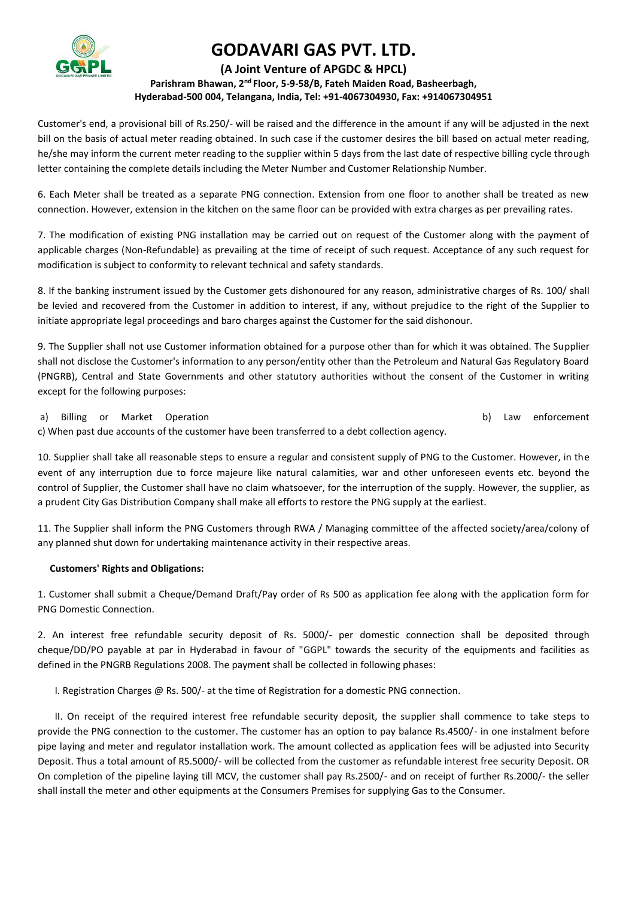Customer's end, a provisional bill of Rs.250/- will be raised and the difference in the amount if any will be adjusted in the next bill on the basis of actual meter reading obtained. In such case if the customer desires the bill based on actual meter reading, he/she may inform the current meter reading to the supplier within 5 days from the last date of respective billing cycle through letter containing the complete details including the Meter Number and Customer Relationship Number.

6. Each Meter shall be treated as a separate PNG connection. Extension from one floor to another shall be treated as new connection. However, extension in the kitchen on the same floor can be provided with extra charges as per prevailing rates.

7. The modification of existing PNG installation may be carried out on request of the Customer along with the payment of applicable charges (Non-Refundable) as prevailing at the time of receipt of such request. Acceptance of any such request for modification is subject to conformity to relevant technical and safety standards.

8. If the banking instrument issued by the Customer gets dishonoured for any reason, administrative charges of Rs. 100/ shall be levied and recovered from the Customer in addition to interest, if any, without prejudice to the right of the Supplier to initiate appropriate legal proceedings and baro charges against the Customer for the said dishonour.

9. The Supplier shall not use Customer information obtained for a purpose other than for which it was obtained. The Supplier shall not disclose the Customer's information to any person/entity other than the Petroleum and Natural Gas Regulatory Board (PNGRB), Central and State Governments and other statutory authorities without the consent of the Customer in writing except for the following purposes:

a) Billing or Market Operation
b) Law enforcement
c) When past due accounts of the customer have been transferred to a debt collection agency.

10. Supplier shall take all reasonable steps to ensure a regular and consistent supply of PNG to the Customer. However, in the event of any interruption due to force majeure like natural calamities, war and other unforeseen events etc. beyond the control of Supplier, the Customer shall have no claim whatsoever, for the interruption of the supply. However, the supplier, as a prudent City Gas Distribution Company shall make all efforts to restore the PNG supply at the earliest.

11. The Supplier shall inform the PNG Customers through RWA / Managing committee of the affected society/area/colony of any planned shut down for undertaking maintenance activity in their respective areas.

**Customers' Rights and Obligations:**

1. Customer shall submit a Cheque/Demand Draft/Pay order of Rs 500 as application fee along with the application form for PNG Domestic Connection.

2. An interest free refundable security deposit of Rs. 5000/- per domestic connection shall be deposited through cheque/DD/PO payable at par in Hyderabad in favour of "GGPL" towards the security of the equipments and facilities as defined in the PNGRB Regulations 2008. The payment shall be collected in following phases:

I. Registration Charges @ Rs. 500/- at the time of Registration for a domestic PNG connection.

II. On receipt of the required interest free refundable security deposit, the supplier shall commence to take steps to provide the PNG connection to the customer. The customer has an option to pay balance Rs.4500/- in one instalment before pipe laying and meter and regulator installation work. The amount collected as application fees will be adjusted into Security Deposit. Thus a total amount of R5.5000/- will be collected from the customer as refundable interest free security Deposit. OR On completion of the pipeline laying till MCV, the customer shall pay Rs.2500/- and on receipt of further Rs.2000/- the seller shall install the meter and other equipments at the Consumers Premises for supplying Gas to the Consumer.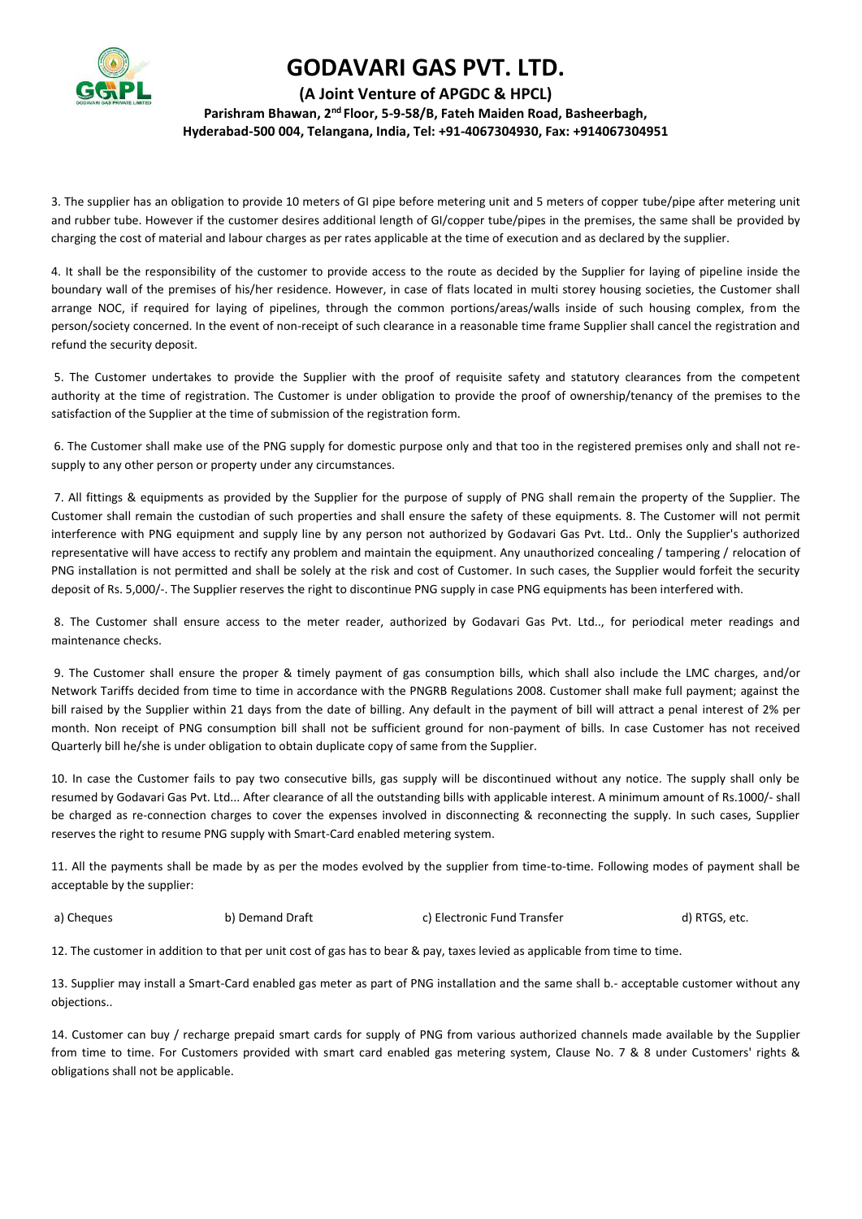3. The supplier has an obligation to provide 10 meters of GI pipe before metering unit and 5 meters of copper tube/pipe after metering unit and rubber tube. However if the customer desires additional length of GI/copper tube/pipes in the premises, the same shall be provided by charging the cost of material and labour charges as per rates applicable at the time of execution and as declared by the supplier.

4. It shall be the responsibility of the customer to provide access to the route as decided by the Supplier for laying of pipeline inside the boundary wall of the premises of his/her residence. However, in case of flats located in multi storey housing societies, the Customer shall arrange NOC, if required for laying of pipelines, through the common portions/areas/walls inside of such housing complex, from the person/society concerned. In the event of non-receipt of such clearance in a reasonable time frame Supplier shall cancel the registration and refund the security deposit.

5. The Customer undertakes to provide the Supplier with the proof of requisite safety and statutory clearances from the competent authority at the time of registration. The Customer is under obligation to provide the proof of ownership/tenancy of the premises to the satisfaction of the Supplier at the time of submission of the registration form.

6. The Customer shall make use of the PNG supply for domestic purpose only and that too in the registered premises only and shall not re-supply to any other person or property under any circumstances.

7. All fittings & equipments as provided by the Supplier for the purpose of supply of PNG shall remain the property of the Supplier. The Customer shall remain the custodian of such properties and shall ensure the safety of these equipments. 8. The Customer will not permit interference with PNG equipment and supply line by any person not authorized by Godavari Gas Pvt. Ltd.. Only the Supplier's authorized representative will have access to rectify any problem and maintain the equipment. Any unauthorized concealing / tampering / relocation of PNG installation is not permitted and shall be solely at the risk and cost of Customer. In such cases, the Supplier would forfeit the security deposit of Rs. 5,000/-. The Supplier reserves the right to discontinue PNG supply in case PNG equipments has been interfered with.

8. The Customer shall ensure access to the meter reader, authorized by Godavari Gas Pvt. Ltd.., for periodical meter readings and maintenance checks.

9. The Customer shall ensure the proper & timely payment of gas consumption bills, which shall also include the LMC charges, and/or Network Tariffs decided from time to time in accordance with the PNGRB Regulations 2008. Customer shall make full payment; against the bill raised by the Supplier within 21 days from the date of billing. Any default in the payment of bill will attract a penal interest of 2% per month. Non receipt of PNG consumption bill shall not be sufficient ground for non-payment of bills. In case Customer has not received Quarterly bill he/she is under obligation to obtain duplicate copy of same from the Supplier.

10. In case the Customer fails to pay two consecutive bills, gas supply will be discontinued without any notice. The supply shall only be resumed by Godavari Gas Pvt. Ltd... After clearance of all the outstanding bills with applicable interest. A minimum amount of Rs.1000/- shall be charged as re-connection charges to cover the expenses involved in disconnecting & reconnecting the supply. In such cases, Supplier reserves the right to resume PNG supply with Smart-Card enabled metering system.

11. All the payments shall be made by as per the modes evolved by the supplier from time-to-time. Following modes of payment shall be acceptable by the supplier:

a) Cheques b) Demand Draft c) Electronic Fund Transfer d) RTGS, etc.

12. The customer in addition to that per unit cost of gas has to bear & pay, taxes levied as applicable from time to time.

13. Supplier may install a Smart-Card enabled gas meter as part of PNG installation and the same shall b.- acceptable customer without any objections..

14. Customer can buy / recharge prepaid smart cards for supply of PNG from various authorized channels made available by the Supplier from time to time. For Customers provided with smart card enabled gas metering system, Clause No. 7 & 8 under Customers' rights & obligations shall not be applicable.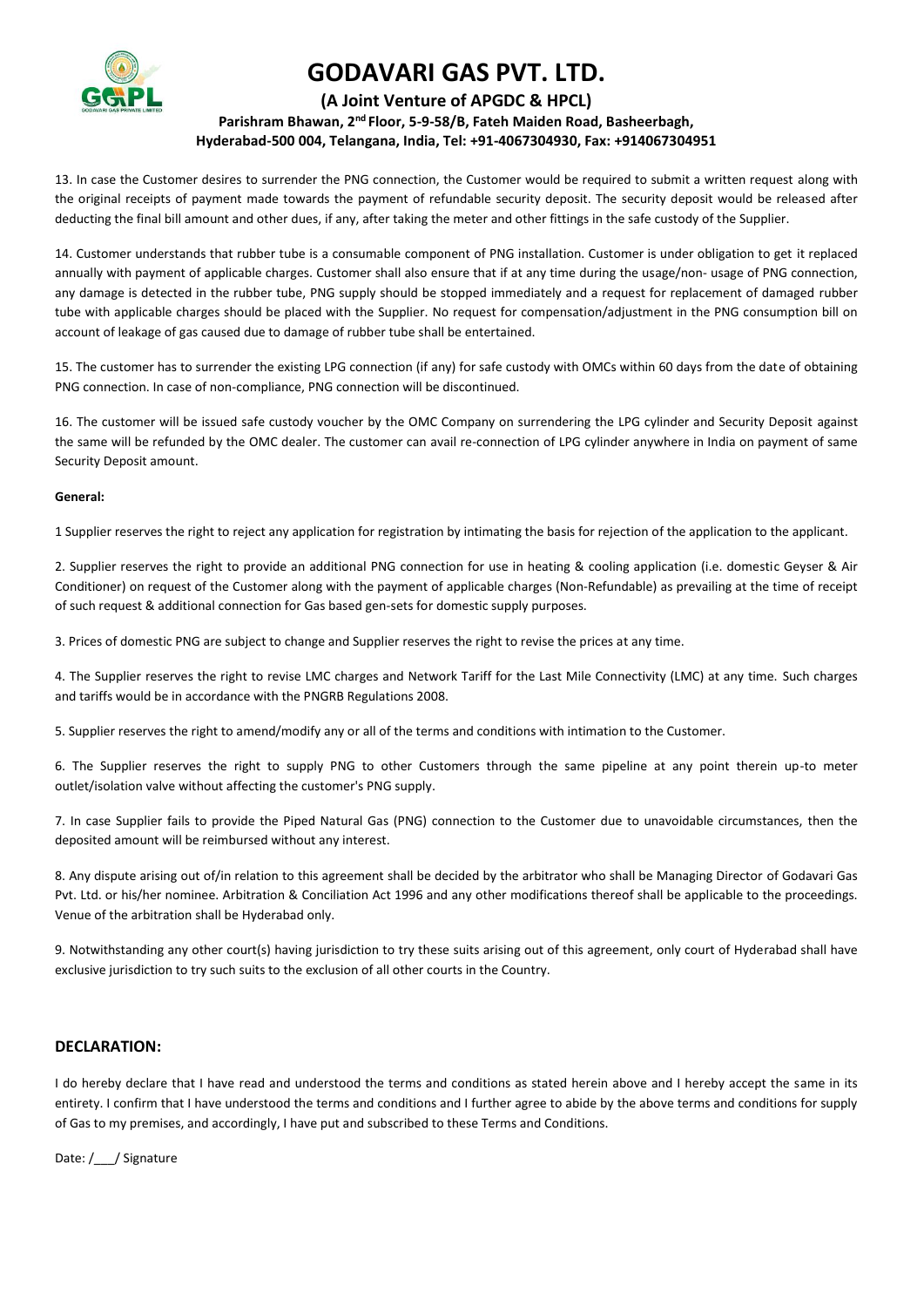# GODAVARI GAS PVT. LTD.

**(A Joint Venture of APGDC & HPCL)**

**Parishram Bhawan, 2nd Floor, 5-9-58/B, Fateh Maiden Road, Basheerbagh, Hyderabad-500 004, Telangana, India, Tel: +91-4067304930, Fax: +914067304951**

13. In case the Customer desires to surrender the PNG connection, the Customer would be required to submit a written request along with the original receipts of payment made towards the payment of refundable security deposit. The security deposit would be released after deducting the final bill amount and other dues, if any, after taking the meter and other fittings in the safe custody of the Supplier.

14. Customer understands that rubber tube is a consumable component of PNG installation. Customer is under obligation to get it replaced annually with payment of applicable charges. Customer shall also ensure that if at any time during the usage/non- usage of PNG connection, any damage is detected in the rubber tube, PNG supply should be stopped immediately and a request for replacement of damaged rubber tube with applicable charges should be placed with the Supplier. No request for compensation/adjustment in the PNG consumption bill on account of leakage of gas caused due to damage of rubber tube shall be entertained.

15. The customer has to surrender the existing LPG connection (if any) for safe custody with OMCs within 60 days from the date of obtaining PNG connection. In case of non-compliance, PNG connection will be discontinued.

16. The customer will be issued safe custody voucher by the OMC Company on surrendering the LPG cylinder and Security Deposit against the same will be refunded by the OMC dealer. The customer can avail re-connection of LPG cylinder anywhere in India on payment of same Security Deposit amount.

**General:**

1 Supplier reserves the right to reject any application for registration by intimating the basis for rejection of the application to the applicant.

2. Supplier reserves the right to provide an additional PNG connection for use in heating & cooling application (i.e. domestic Geyser & Air Conditioner) on request of the Customer along with the payment of applicable charges (Non-Refundable) as prevailing at the time of receipt of such request & additional connection for Gas based gen-sets for domestic supply purposes.

3. Prices of domestic PNG are subject to change and Supplier reserves the right to revise the prices at any time.

4. The Supplier reserves the right to revise LMC charges and Network Tariff for the Last Mile Connectivity (LMC) at any time. Such charges and tariffs would be in accordance with the PNGRB Regulations 2008.

5. Supplier reserves the right to amend/modify any or all of the terms and conditions with intimation to the Customer.

6. The Supplier reserves the right to supply PNG to other Customers through the same pipeline at any point therein up-to meter outlet/isolation valve without affecting the customer's PNG supply.

7. In case Supplier fails to provide the Piped Natural Gas (PNG) connection to the Customer due to unavoidable circumstances, then the deposited amount will be reimbursed without any interest.

8. Any dispute arising out of/in relation to this agreement shall be decided by the arbitrator who shall be Managing Director of Godavari Gas Pvt. Ltd. or his/her nominee. Arbitration & Conciliation Act 1996 and any other modifications thereof shall be applicable to the proceedings. Venue of the arbitration shall be Hyderabad only.

9. Notwithstanding any other court(s) having jurisdiction to try these suits arising out of this agreement, only court of Hyderabad shall have exclusive jurisdiction to try such suits to the exclusion of all other courts in the Country.

## DECLARATION:

I do hereby declare that I have read and understood the terms and conditions as stated herein above and I hereby accept the same in its entirety. I confirm that I have understood the terms and conditions and I further agree to abide by the above terms and conditions for supply of Gas to my premises, and accordingly, I have put and subscribed to these Terms and Conditions.

Date: /___/ Signature